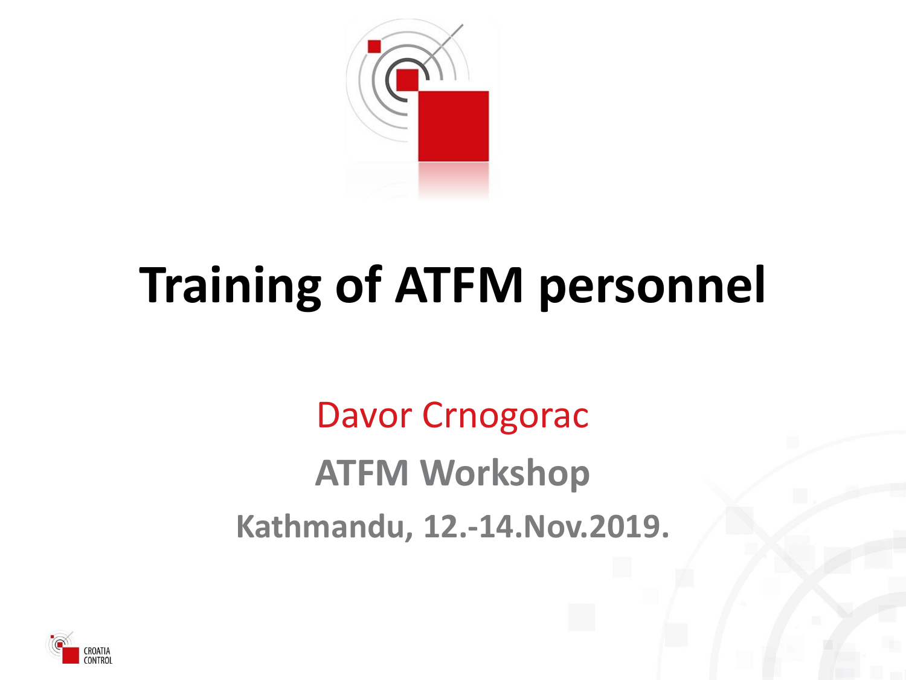# Training of ATFM personnel

Davor Crnogorac

**ATFM Workshop**

**Kathmandu, 12.-14.Nov.2019.**

CROATIA CONTROL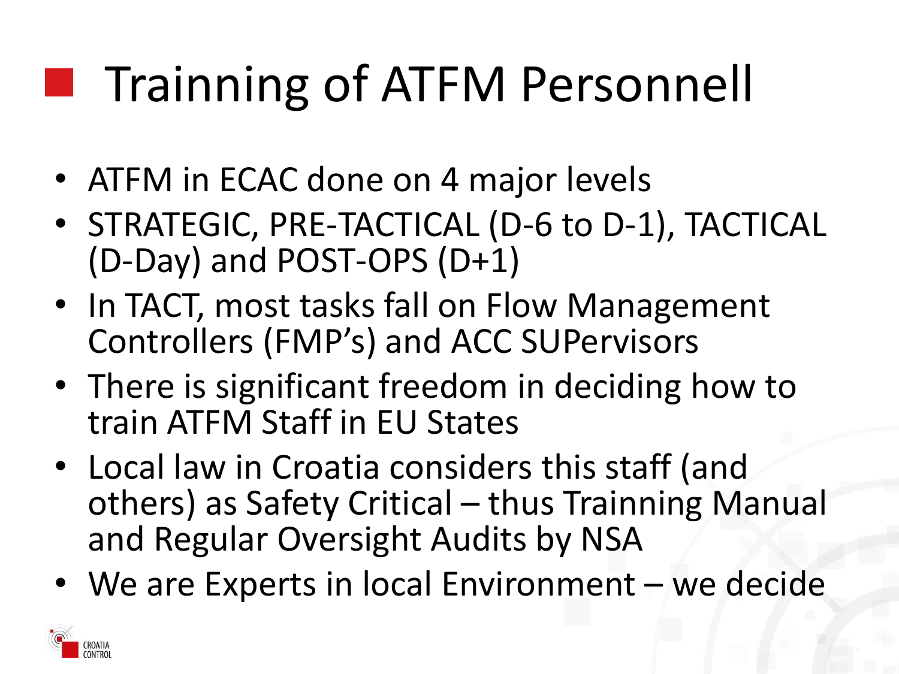# Trainning of ATFM Personnell

- ATFM in ECAC done on 4 major levels
- STRATEGIC, PRE-TACTICAL (D-6 to D-1), TACTICAL (D-Day) and POST-OPS (D+1)
- In TACT, most tasks fall on Flow Management Controllers (FMP's) and ACC SUPervisors
- There is significant freedom in deciding how to train ATFM Staff in EU States
- Local law in Croatia considers this staff (and others) as Safety Critical – thus Trainning Manual and Regular Oversight Audits by NSA
- We are Experts in local Environment – we decide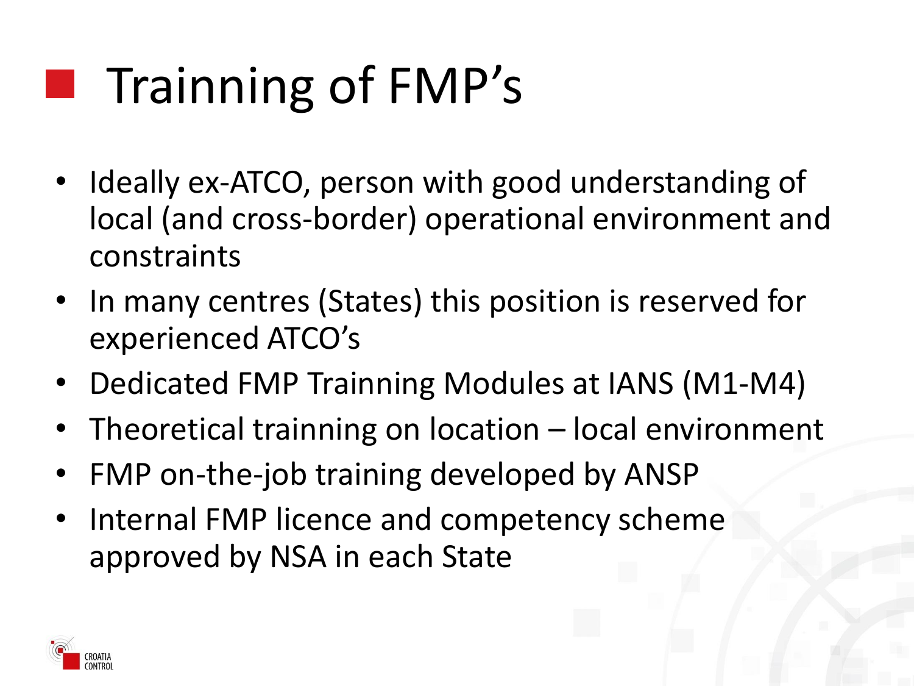# Trainning of FMP's

- Ideally ex-ATCO, person with good understanding of local (and cross-border) operational environment and constraints
- In many centres (States) this position is reserved for experienced ATCO's
- Dedicated FMP Trainning Modules at IANS (M1-M4)
- Theoretical trainning on location – local environment
- FMP on-the-job training developed by ANSP
- Internal FMP licence and competency scheme approved by NSA in each State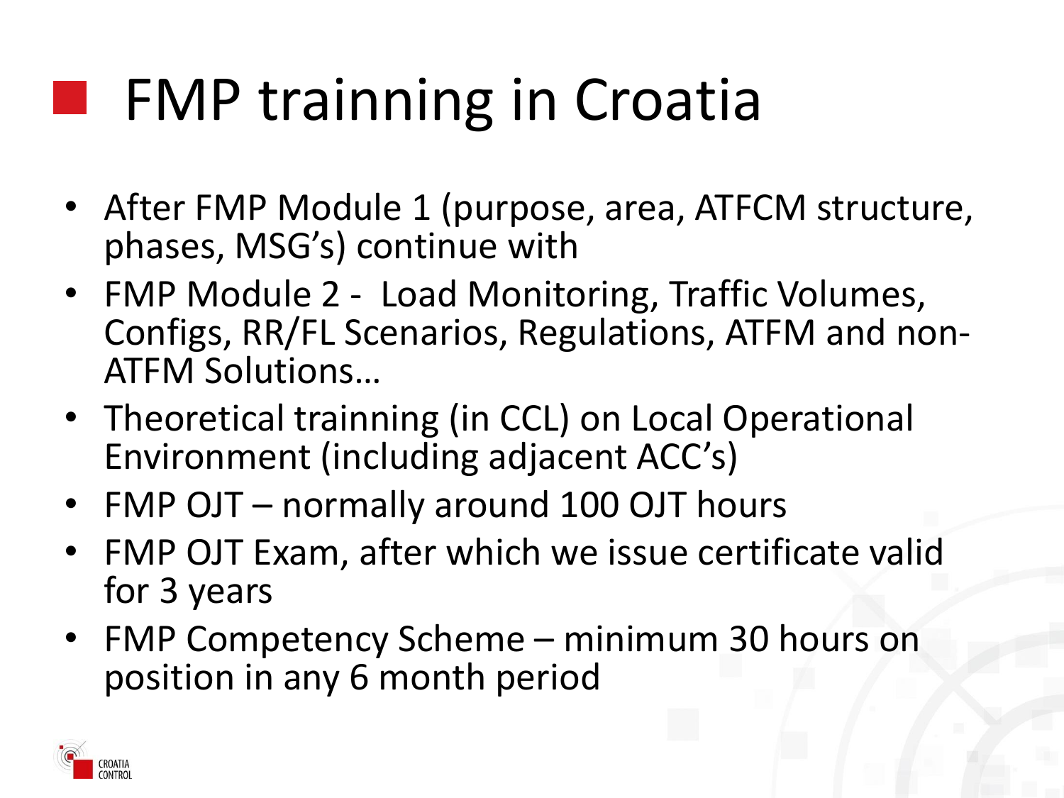# FMP trainning in Croatia

- After FMP Module 1 (purpose, area, ATFCM structure, phases, MSG's) continue with
- FMP Module 2 - Load Monitoring, Traffic Volumes, Configs, RR/FL Scenarios, Regulations, ATFM and non-ATFM Solutions…
- Theoretical trainning (in CCL) on Local Operational Environment (including adjacent ACC's)
- FMP OJT – normally around 100 OJT hours
- FMP OJT Exam, after which we issue certificate valid for 3 years
- FMP Competency Scheme – minimum 30 hours on position in any 6 month period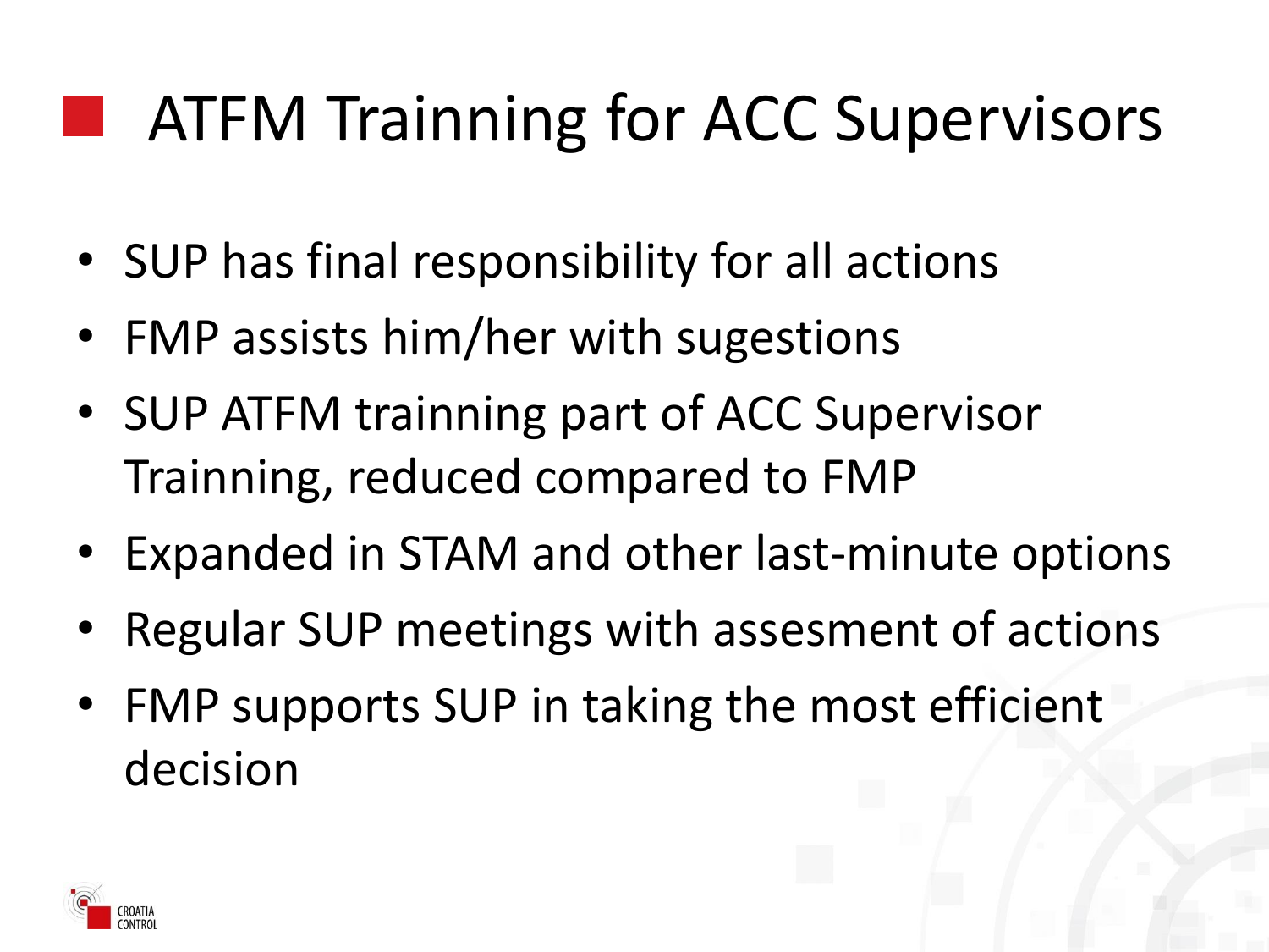# ATFM Trainning for ACC Supervisors

- SUP has final responsibility for all actions
- FMP assists him/her with sugestions
- SUP ATFM trainning part of ACC Supervisor Trainning, reduced compared to FMP
- Expanded in STAM and other last-minute options
- Regular SUP meetings with assesment of actions
- FMP supports SUP in taking the most efficient decision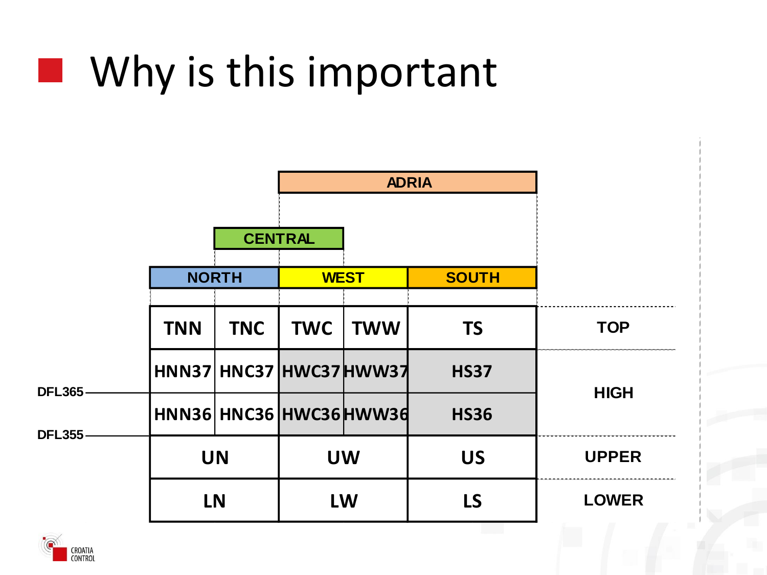# Why is this important

|  | ADRIA |  |  |  |  |  |
|---|---|---|---|---|---|---|
|  | CENTRAL |  |  |  |  |  |
|  | NORTH |  | WEST |  | SOUTH |  |
|  | TNN | TNC | TWC | TWW | TS | TOP |
|  | HNN37 | HNC37 | HWC37 | HWW37 | HS37 | HIGH |
| DFL365 | HNN36 | HNC36 | HWC36 | HWW36 | HS36 |  |
| DFL355 | UN |  | UW |  | US | UPPER |
|  | LN |  | LW |  | LS | LOWER |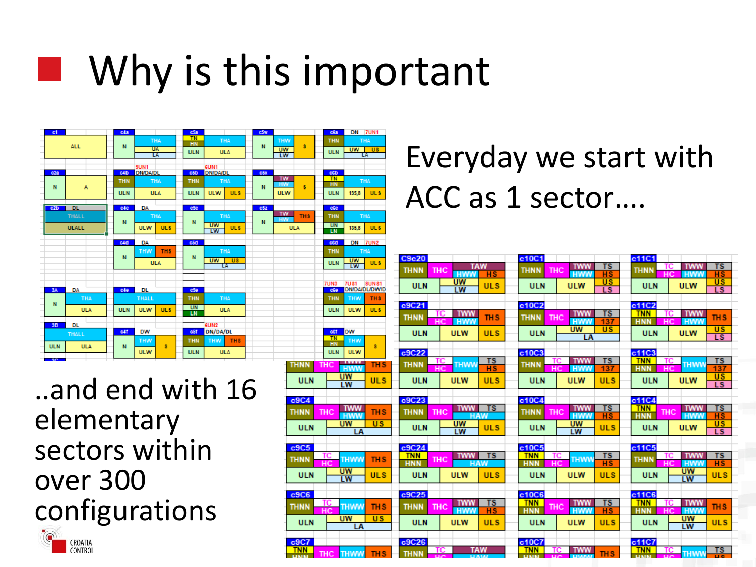# Why is this important

Everyday we start with ACC as 1 sector….

..and end with 16 elementary sectors within over 300 configurations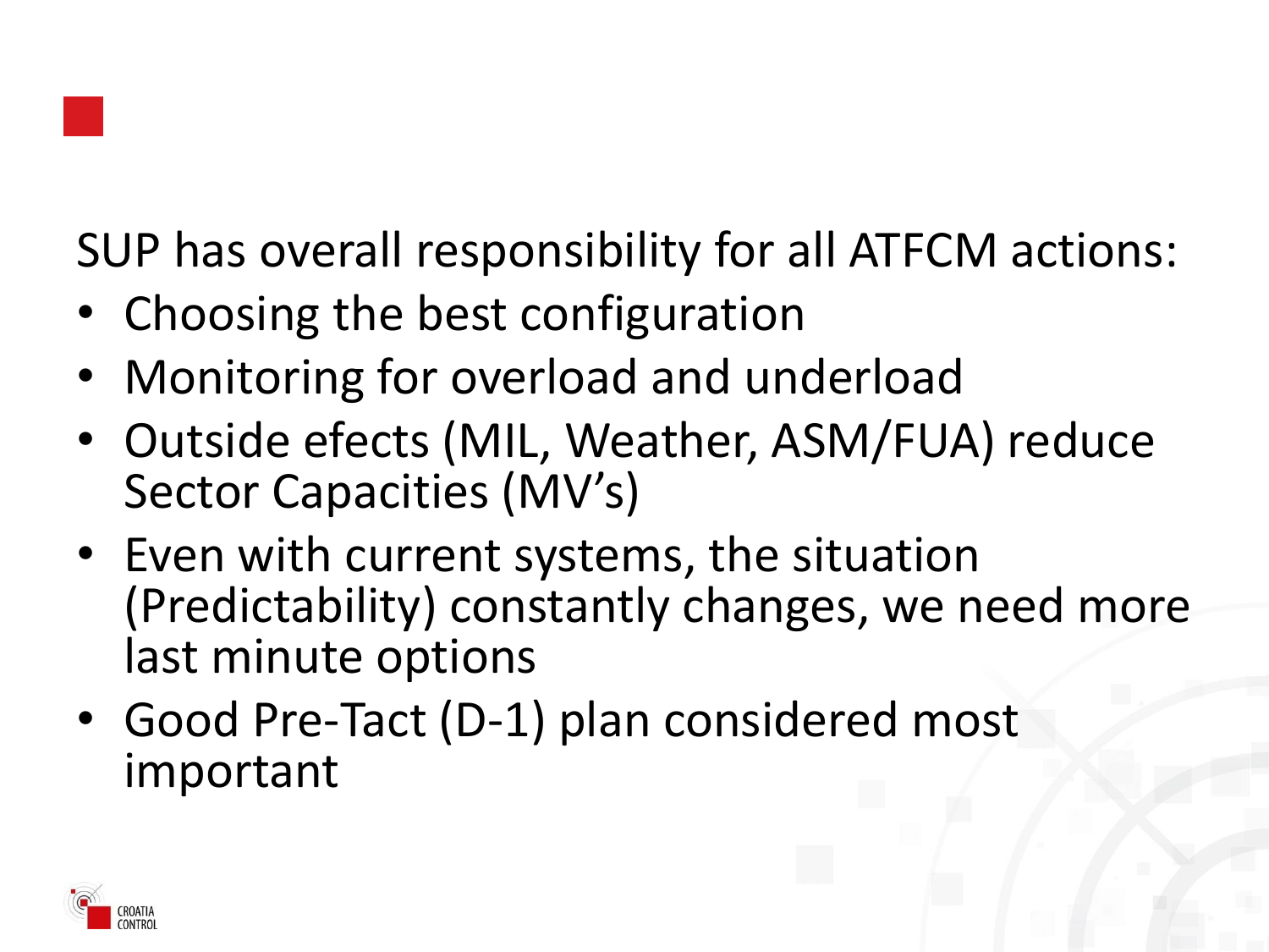SUP has overall responsibility for all ATFCM actions:

- Choosing the best configuration
- Monitoring for overload and underload
- Outside efects (MIL, Weather, ASM/FUA) reduce Sector Capacities (MV's)
- Even with current systems, the situation (Predictability) constantly changes, we need more last minute options
- Good Pre-Tact (D-1) plan considered most important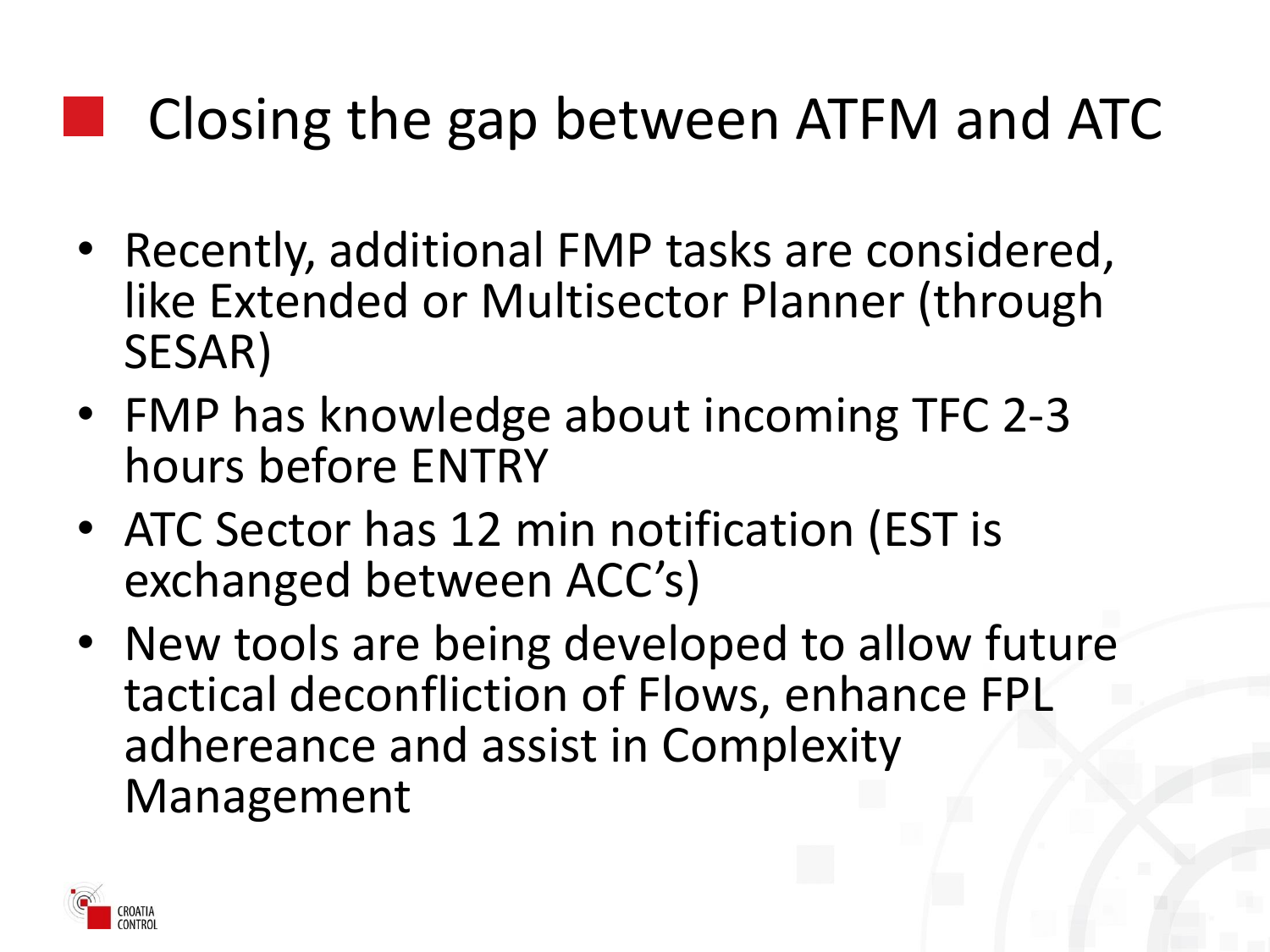# Closing the gap between ATFM and ATC

- Recently, additional FMP tasks are considered, like Extended or Multisector Planner (through SESAR)
- FMP has knowledge about incoming TFC 2-3 hours before ENTRY
- ATC Sector has 12 min notification (EST is exchanged between ACC's)
- New tools are being developed to allow future tactical deconfliction of Flows, enhance FPL adhereance and assist in Complexity Management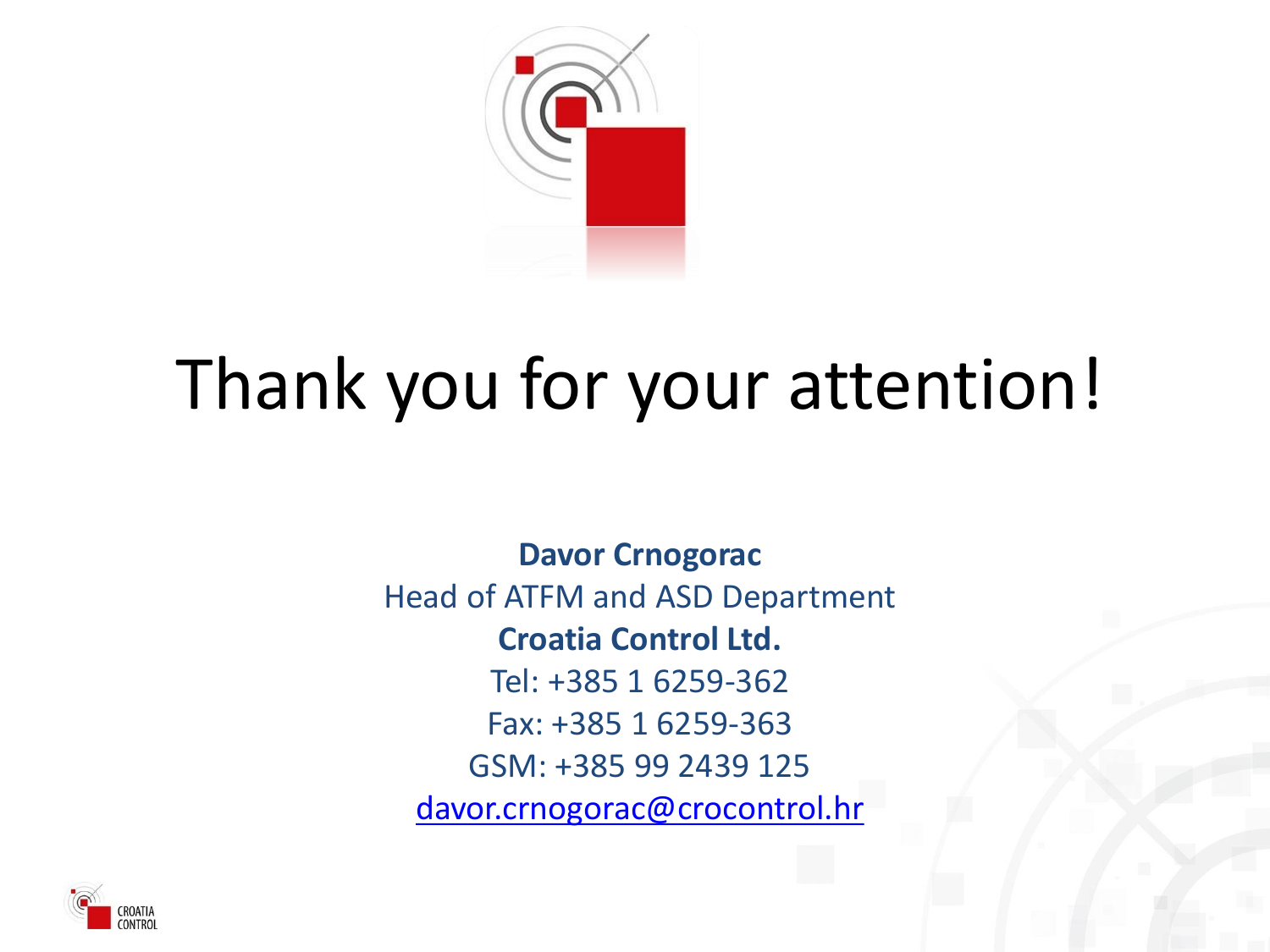# Thank you for your attention!

**Davor Crnogorac**
Head of ATFM and ASD Department
**Croatia Control Ltd.**
Tel: +385 1 6259-362
Fax: +385 1 6259-363
GSM: +385 99 2439 125
davor.crnogorac@crocontrol.hr